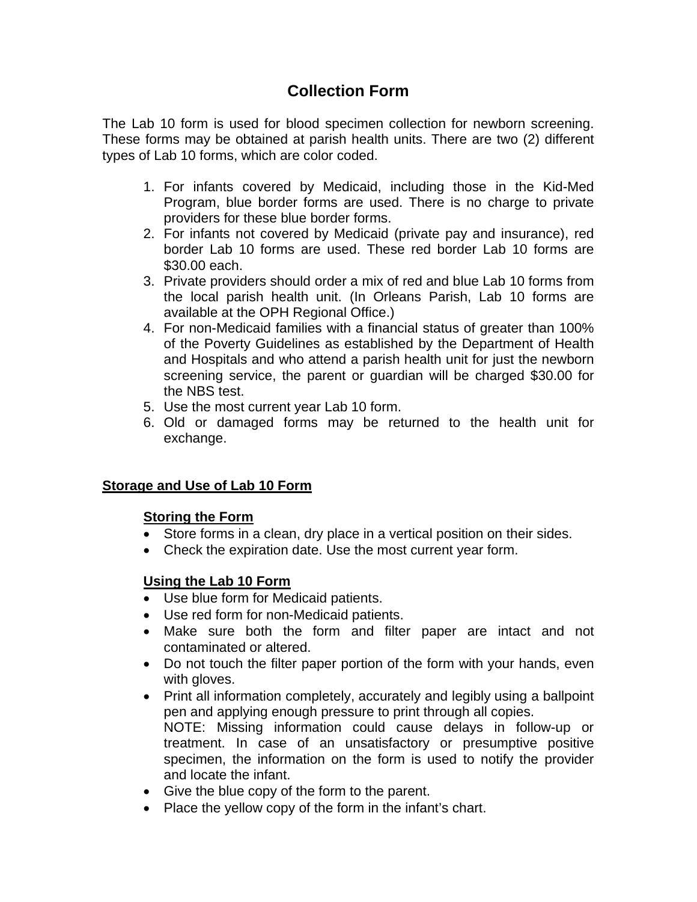# Collection Form

The Lab 10 form is used for blood specimen collection for newborn screening. These forms may be obtained at parish health units. There are two (2) different types of Lab 10 forms, which are color coded.

1. For infants covered by Medicaid, including those in the Kid-Med Program, blue border forms are used. There is no charge to private providers for these blue border forms.
2. For infants not covered by Medicaid (private pay and insurance), red border Lab 10 forms are used. These red border Lab 10 forms are $30.00 each.
3. Private providers should order a mix of red and blue Lab 10 forms from the local parish health unit. (In Orleans Parish, Lab 10 forms are available at the OPH Regional Office.)
4. For non-Medicaid families with a financial status of greater than 100% of the Poverty Guidelines as established by the Department of Health and Hospitals and who attend a parish health unit for just the newborn screening service, the parent or guardian will be charged $30.00 for the NBS test.
5. Use the most current year Lab 10 form.
6. Old or damaged forms may be returned to the health unit for exchange.

## Storage and Use of Lab 10 Form

### Storing the Form

- Store forms in a clean, dry place in a vertical position on their sides.
- Check the expiration date. Use the most current year form.

### Using the Lab 10 Form

- Use blue form for Medicaid patients.
- Use red form for non-Medicaid patients.
- Make sure both the form and filter paper are intact and not contaminated or altered.
- Do not touch the filter paper portion of the form with your hands, even with gloves.
- Print all information completely, accurately and legibly using a ballpoint pen and applying enough pressure to print through all copies.
  NOTE: Missing information could cause delays in follow-up or treatment. In case of an unsatisfactory or presumptive positive specimen, the information on the form is used to notify the provider and locate the infant.
- Give the blue copy of the form to the parent.
- Place the yellow copy of the form in the infant's chart.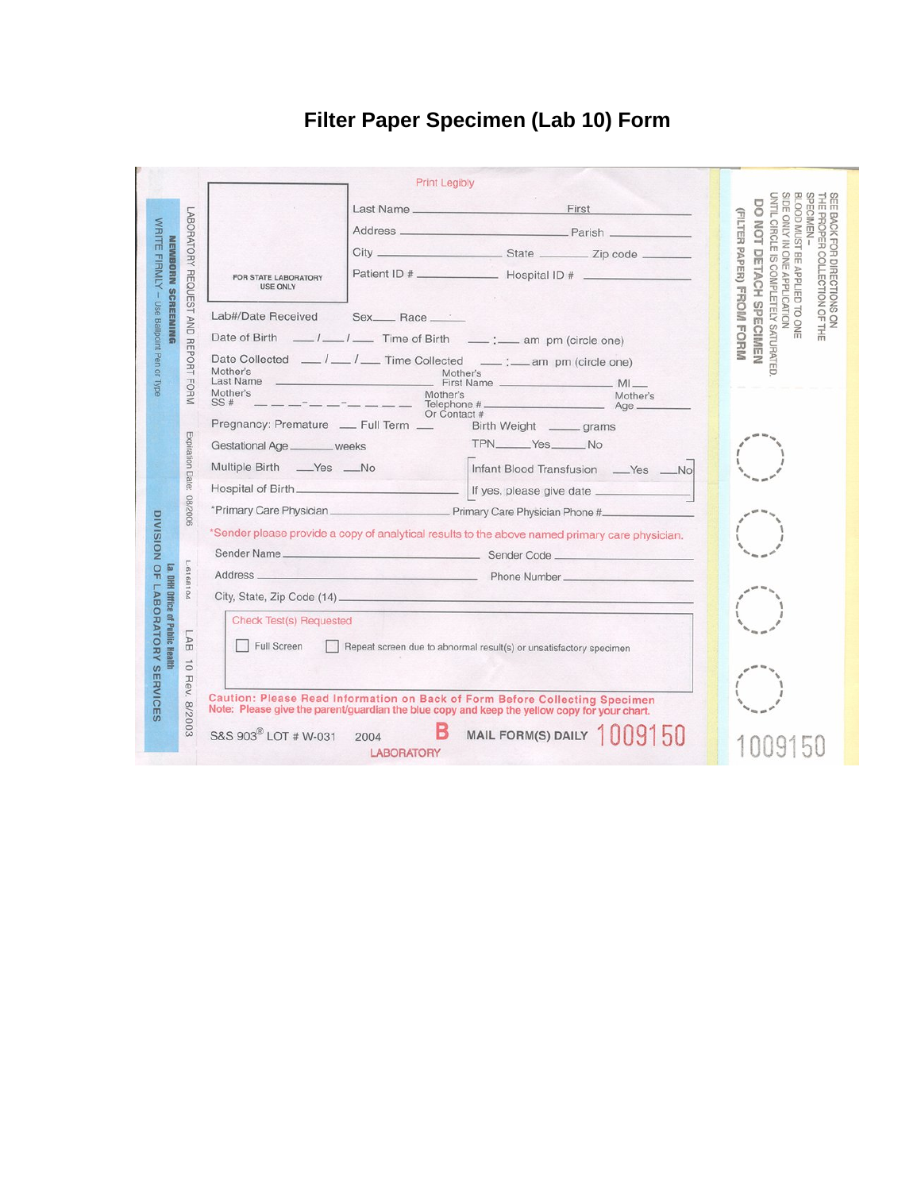# Filter Paper Specimen (Lab 10) Form

NEWBORN SCREENING
WRITE FIRMLY – Use Ballpoint Pen or Type

LABORATORY REQUEST AND REPORT FORM

Expiration Date 08/2006

L61661 04

La. DHH Office of Public Health

LAB 10 Rev. 8/2003

DIVISION OF LABORATORY SERVICES

Print Legibly

FOR STATE LABORATORY USE ONLY

Last Name ____________ First ____________

Address ____________ Parish ____________

City ____________ State ______ Zip code ______

Patient ID # ____________ Hospital ID # ____________

Lab#/Date Received

Sex____ Race ____

Date of Birth ___/___/___ Time of Birth ___:___ am pm (circle one)

Date Collected ___/___/___ Time Collected ___:___ am pm (circle one)

Mother's Last Name ____________ Mother's First Name ____________ MI ___

Mother's SS # ___ ___ ___-___ ___-___ ___ ___ ___ Mother's Telephone # Or Contact # ____________ Mother's Age ______

Pregnancy: Premature ___ Full Term ___ Birth Weight ______ grams

Gestational Age ______ weeks TPN ______ Yes ______ No

Multiple Birth ___Yes ___No Infant Blood Transfusion ___Yes ___No

Hospital of Birth ____________ If yes, please give date ____________

*Primary Care Physician ____________ Primary Care Physician Phone # ____________

*Sender please provide a copy of analytical results to the above named primary care physician.

Sender Name ____________ Sender Code ____________

Address ____________ Phone Number ____________

City, State, Zip Code (14) ____________

Check Test(s) Requested

☐ Full Screen ☐ Repeat screen due to abnormal result(s) or unsatisfactory specimen

Caution: Please Read Information on Back of Form Before Collecting Specimen

Note: Please give the parent/guardian the blue copy and keep the yellow copy for your chart.

S&S 903® LOT # W-031 2004 **B** LABORATORY MAIL FORM(S) DAILY 1009150

SEE BACK FOR DIRECTIONS ON THE PROPER COLLECTION OF THE SPECIMEN – BLOOD MUST BE APPLIED TO ONE SIDE ONLY IN ONE APPLICATION UNTIL CIRCLE IS COMPLETELY SATURATED.

**DO NOT DETACH SPECIMEN (FILTER PAPER) FROM FORM**

1009150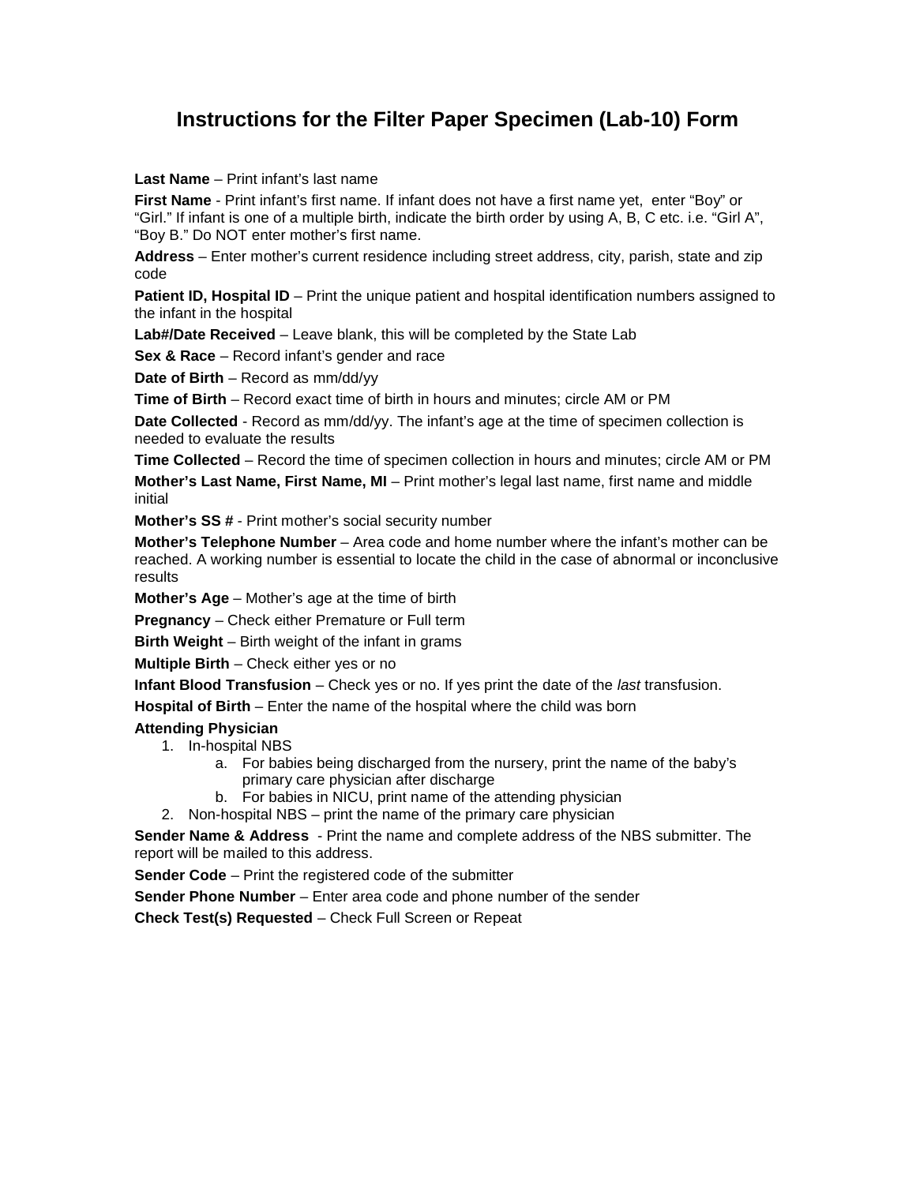# Instructions for the Filter Paper Specimen (Lab-10) Form

**Last Name** – Print infant's last name

**First Name** - Print infant's first name. If infant does not have a first name yet, enter "Boy" or "Girl." If infant is one of a multiple birth, indicate the birth order by using A, B, C etc. i.e. "Girl A", "Boy B." Do NOT enter mother's first name.

**Address** – Enter mother's current residence including street address, city, parish, state and zip code

**Patient ID, Hospital ID** – Print the unique patient and hospital identification numbers assigned to the infant in the hospital

**Lab#/Date Received** – Leave blank, this will be completed by the State Lab

**Sex & Race** – Record infant's gender and race

**Date of Birth** – Record as mm/dd/yy

**Time of Birth** – Record exact time of birth in hours and minutes; circle AM or PM

**Date Collected** - Record as mm/dd/yy. The infant's age at the time of specimen collection is needed to evaluate the results

**Time Collected** – Record the time of specimen collection in hours and minutes; circle AM or PM

**Mother's Last Name, First Name, MI** – Print mother's legal last name, first name and middle initial

**Mother's SS #** - Print mother's social security number

**Mother's Telephone Number** – Area code and home number where the infant's mother can be reached. A working number is essential to locate the child in the case of abnormal or inconclusive results

**Mother's Age** – Mother's age at the time of birth

**Pregnancy** – Check either Premature or Full term

**Birth Weight** – Birth weight of the infant in grams

**Multiple Birth** – Check either yes or no

**Infant Blood Transfusion** – Check yes or no. If yes print the date of the *last* transfusion.

**Hospital of Birth** – Enter the name of the hospital where the child was born

**Attending Physician**

1. In-hospital NBS
   a. For babies being discharged from the nursery, print the name of the baby's primary care physician after discharge
   b. For babies in NICU, print name of the attending physician
2. Non-hospital NBS – print the name of the primary care physician

**Sender Name & Address** - Print the name and complete address of the NBS submitter. The report will be mailed to this address.

**Sender Code** – Print the registered code of the submitter

**Sender Phone Number** – Enter area code and phone number of the sender

**Check Test(s) Requested** – Check Full Screen or Repeat